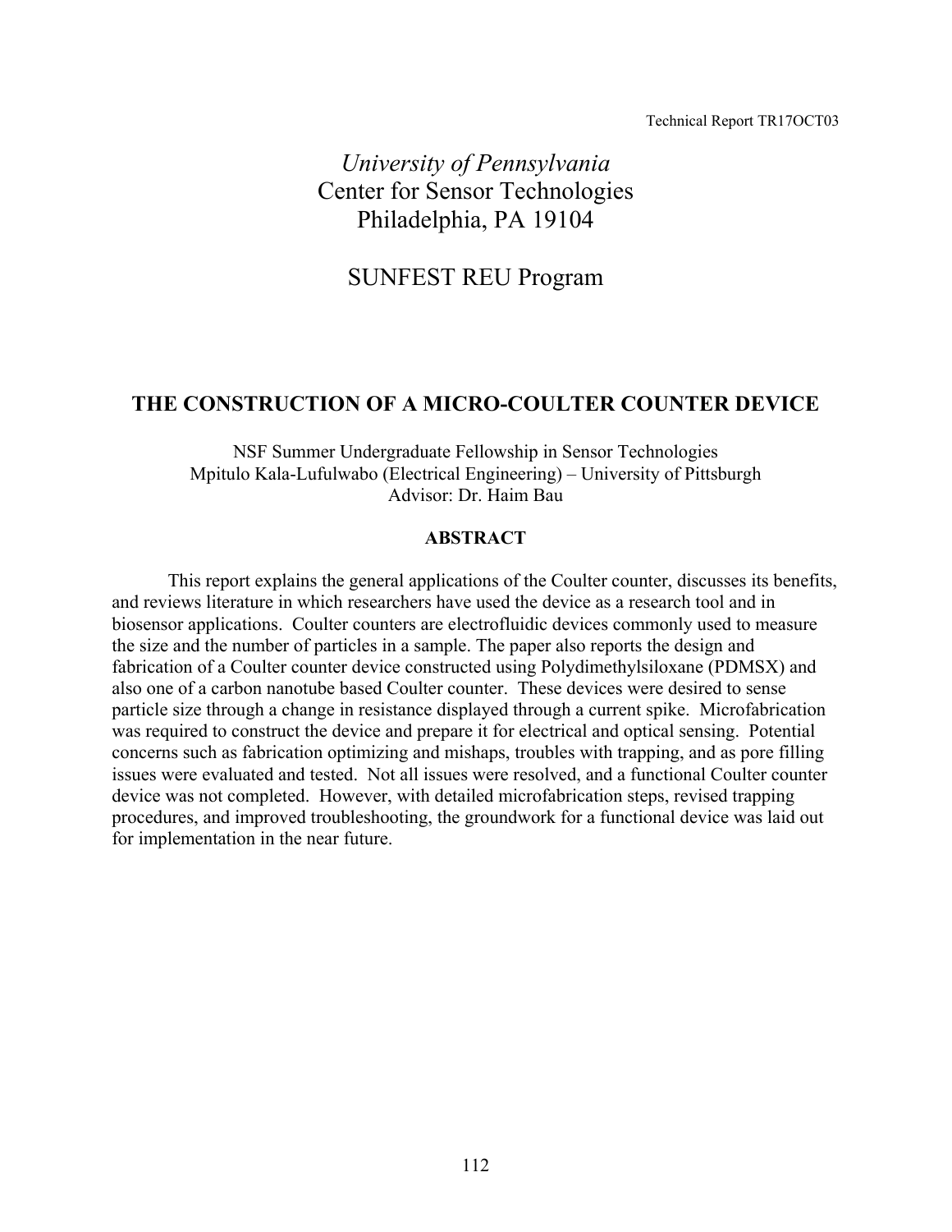Technical Report TR17OCT03

*University of Pennsylvania*
Center for Sensor Technologies
Philadelphia, PA 19104

SUNFEST REU Program

# THE CONSTRUCTION OF A MICRO-COULTER COUNTER DEVICE

NSF Summer Undergraduate Fellowship in Sensor Technologies
Mpitulo Kala-Lufulwabo (Electrical Engineering) – University of Pittsburgh
Advisor: Dr. Haim Bau

## ABSTRACT

This report explains the general applications of the Coulter counter, discusses its benefits, and reviews literature in which researchers have used the device as a research tool and in biosensor applications. Coulter counters are electrofluidic devices commonly used to measure the size and the number of particles in a sample. The paper also reports the design and fabrication of a Coulter counter device constructed using Polydimethylsiloxane (PDMSX) and also one of a carbon nanotube based Coulter counter. These devices were desired to sense particle size through a change in resistance displayed through a current spike. Microfabrication was required to construct the device and prepare it for electrical and optical sensing. Potential concerns such as fabrication optimizing and mishaps, troubles with trapping, and as pore filling issues were evaluated and tested. Not all issues were resolved, and a functional Coulter counter device was not completed. However, with detailed microfabrication steps, revised trapping procedures, and improved troubleshooting, the groundwork for a functional device was laid out for implementation in the near future.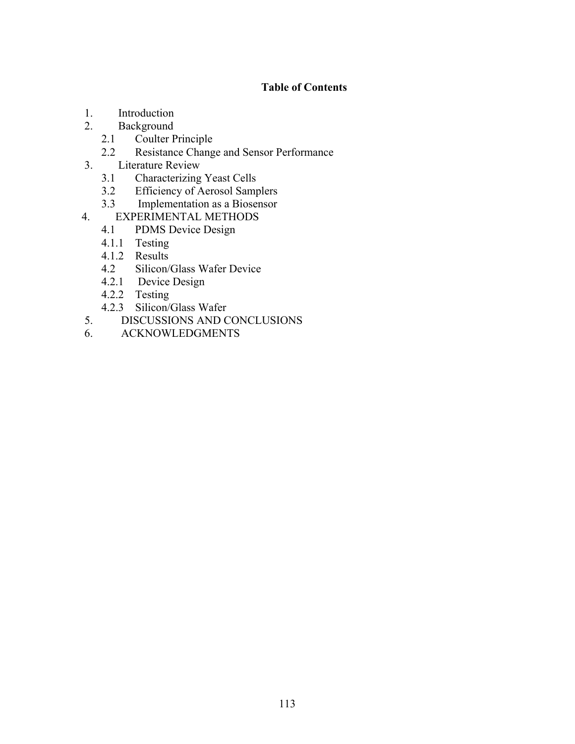**Table of Contents**

1. Introduction
2. Background
   - 2.1 Coulter Principle
   - 2.2 Resistance Change and Sensor Performance
3. Literature Review
   - 3.1 Characterizing Yeast Cells
   - 3.2 Efficiency of Aerosol Samplers
   - 3.3 Implementation as a Biosensor
4. EXPERIMENTAL METHODS
   - 4.1 PDMS Device Design
   - 4.1.1 Testing
   - 4.1.2 Results
   - 4.2 Silicon/Glass Wafer Device
   - 4.2.1 Device Design
   - 4.2.2 Testing
   - 4.2.3 Silicon/Glass Wafer
5. DISCUSSIONS AND CONCLUSIONS
6. ACKNOWLEDGMENTS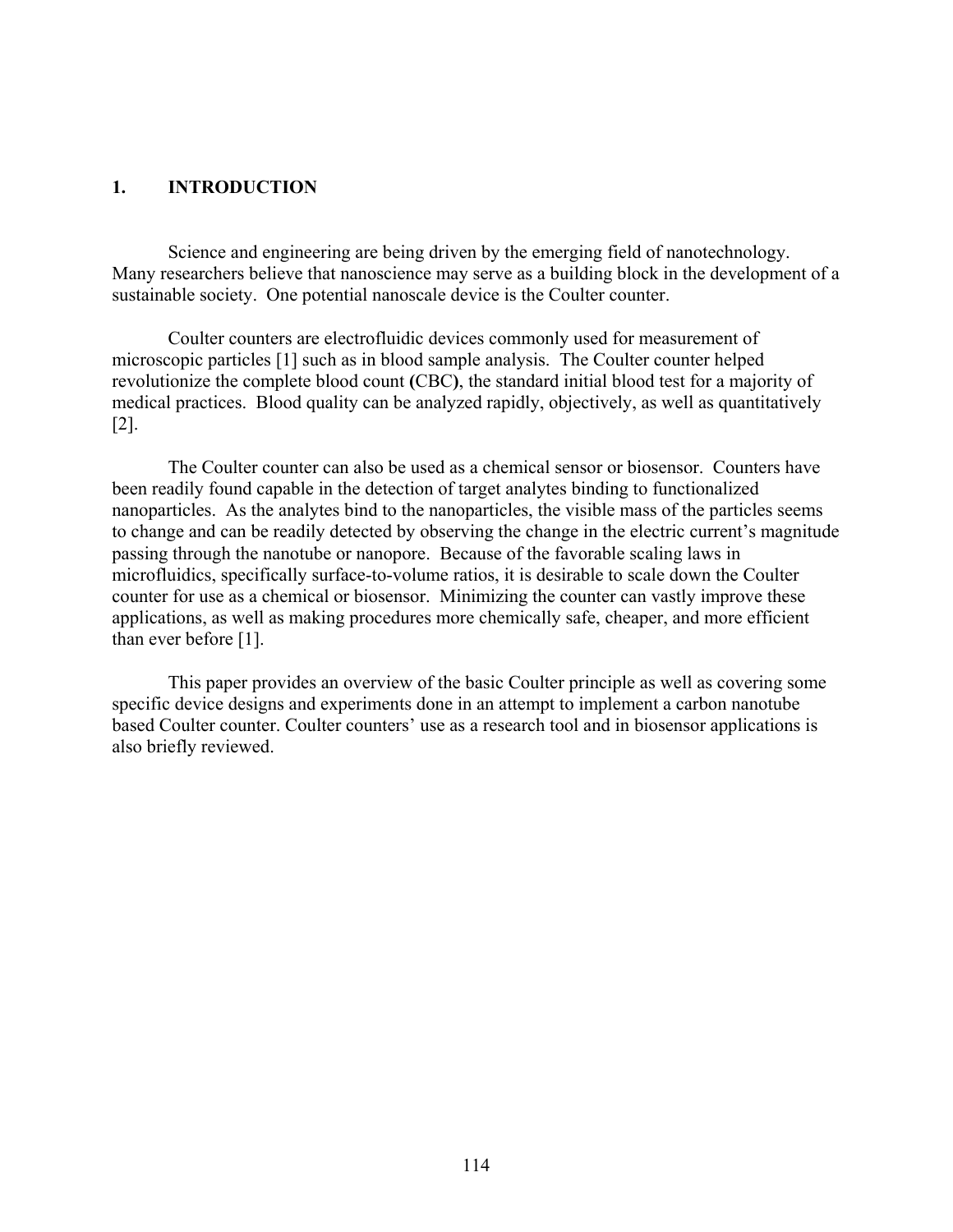# 1. INTRODUCTION

Science and engineering are being driven by the emerging field of nanotechnology. Many researchers believe that nanoscience may serve as a building block in the development of a sustainable society. One potential nanoscale device is the Coulter counter.

Coulter counters are electrofluidic devices commonly used for measurement of microscopic particles [1] such as in blood sample analysis. The Coulter counter helped revolutionize the complete blood count **(**CBC**)**, the standard initial blood test for a majority of medical practices. Blood quality can be analyzed rapidly, objectively, as well as quantitatively [2].

The Coulter counter can also be used as a chemical sensor or biosensor. Counters have been readily found capable in the detection of target analytes binding to functionalized nanoparticles. As the analytes bind to the nanoparticles, the visible mass of the particles seems to change and can be readily detected by observing the change in the electric current's magnitude passing through the nanotube or nanopore. Because of the favorable scaling laws in microfluidics, specifically surface-to-volume ratios, it is desirable to scale down the Coulter counter for use as a chemical or biosensor. Minimizing the counter can vastly improve these applications, as well as making procedures more chemically safe, cheaper, and more efficient than ever before [1].

This paper provides an overview of the basic Coulter principle as well as covering some specific device designs and experiments done in an attempt to implement a carbon nanotube based Coulter counter. Coulter counters' use as a research tool and in biosensor applications is also briefly reviewed.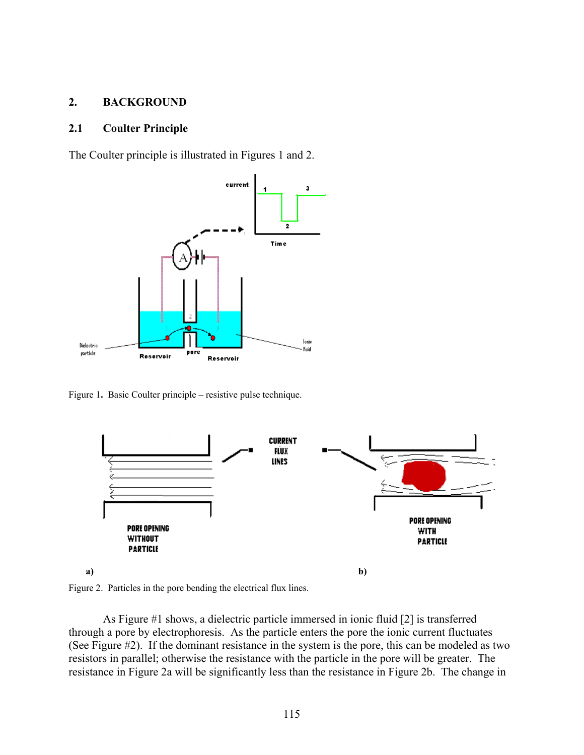## 2. BACKGROUND

### 2.1 Coulter Principle

The Coulter principle is illustrated in Figures 1 and 2.

Figure 1. Basic Coulter principle – resistive pulse technique.

Figure 2. Particles in the pore bending the electrical flux lines.

As Figure #1 shows, a dielectric particle immersed in ionic fluid [2] is transferred through a pore by electrophoresis. As the particle enters the pore the ionic current fluctuates (See Figure #2). If the dominant resistance in the system is the pore, this can be modeled as two resistors in parallel; otherwise the resistance with the particle in the pore will be greater. The resistance in Figure 2a will be significantly less than the resistance in Figure 2b. The change in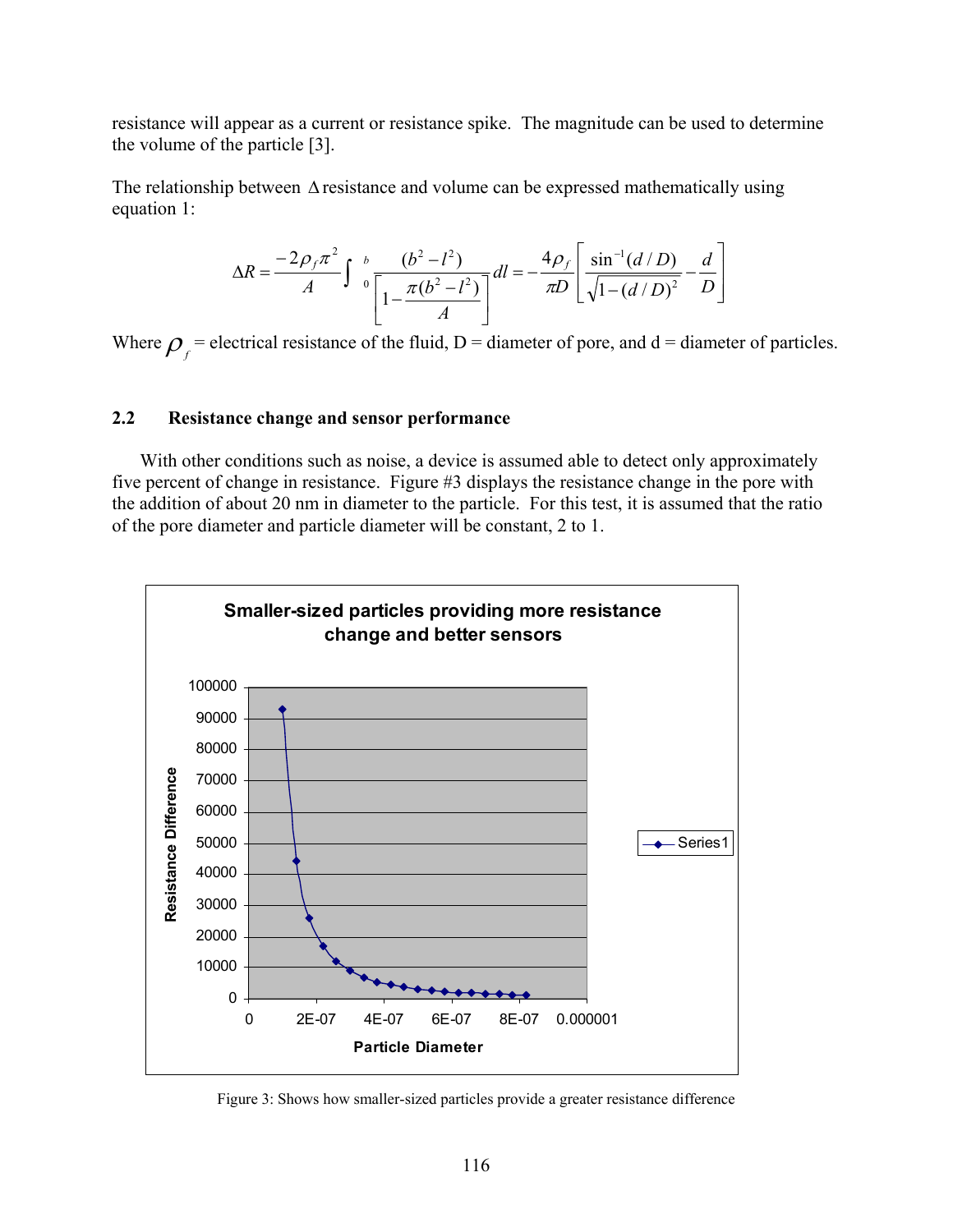resistance will appear as a current or resistance spike. The magnitude can be used to determine the volume of the particle [3].

The relationship between $\Delta$ resistance and volume can be expressed mathematically using equation 1:

$$\Delta R = \frac{-2\rho_f \pi^2}{A}\int_0^b \frac{(b^2 - l^2)}{\left[1 - \frac{\pi(b^2 - l^2)}{A}\right]} dl = -\frac{4\rho_f}{\pi D}\left[\frac{\sin^{-1}(d/D)}{\sqrt{1-(d/D)^2}} - \frac{d}{D}\right]$$

Where $\rho_f$ = electrical resistance of the fluid, D = diameter of pore, and d = diameter of particles.

## 2.2 Resistance change and sensor performance

With other conditions such as noise, a device is assumed able to detect only approximately five percent of change in resistance. Figure #3 displays the resistance change in the pore with the addition of about 20 nm in diameter to the particle. For this test, it is assumed that the ratio of the pore diameter and particle diameter will be constant, 2 to 1.

Figure 3: Shows how smaller-sized particles provide a greater resistance difference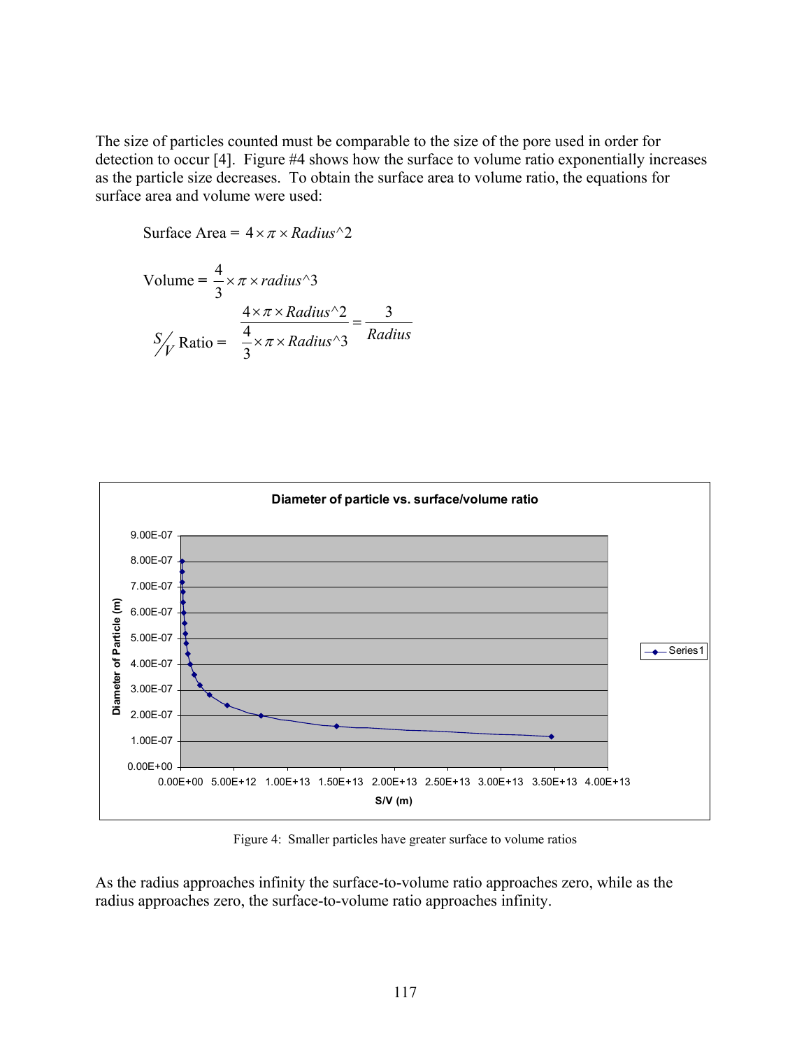The size of particles counted must be comparable to the size of the pore used in order for detection to occur [4]. Figure #4 shows how the surface to volume ratio exponentially increases as the particle size decreases. To obtain the surface area to volume ratio, the equations for surface area and volume were used:

$$\text{Surface Area} = 4 \times \pi \times Radius\text{^}2$$

$$\text{Volume} = \frac{4}{3} \times \pi \times radius\text{^}3$$

$$S/V \text{ Ratio} = \frac{4 \times \pi \times Radius\text{^}2}{\frac{4}{3} \times \pi \times Radius\text{^}3} = \frac{3}{Radius}$$

Figure 4: Smaller particles have greater surface to volume ratios

As the radius approaches infinity the surface-to-volume ratio approaches zero, while as the radius approaches zero, the surface-to-volume ratio approaches infinity.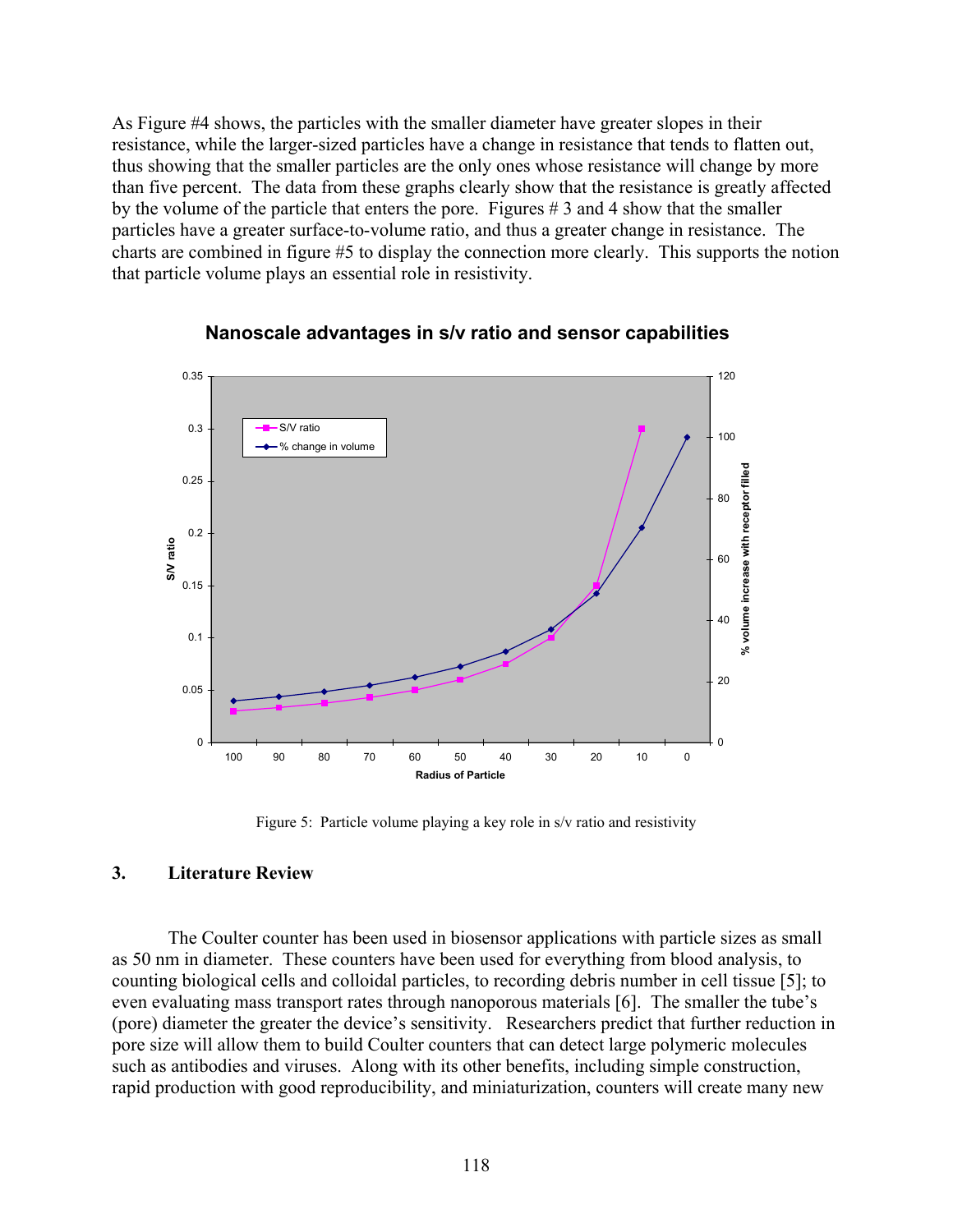As Figure #4 shows, the particles with the smaller diameter have greater slopes in their resistance, while the larger-sized particles have a change in resistance that tends to flatten out, thus showing that the smaller particles are the only ones whose resistance will change by more than five percent. The data from these graphs clearly show that the resistance is greatly affected by the volume of the particle that enters the pore. Figures # 3 and 4 show that the smaller particles have a greater surface-to-volume ratio, and thus a greater change in resistance. The charts are combined in figure #5 to display the connection more clearly. This supports the notion that particle volume plays an essential role in resistivity.

Figure 5: Particle volume playing a key role in s/v ratio and resistivity

## 3. Literature Review

The Coulter counter has been used in biosensor applications with particle sizes as small as 50 nm in diameter. These counters have been used for everything from blood analysis, to counting biological cells and colloidal particles, to recording debris number in cell tissue [5]; to even evaluating mass transport rates through nanoporous materials [6]. The smaller the tube's (pore) diameter the greater the device's sensitivity. Researchers predict that further reduction in pore size will allow them to build Coulter counters that can detect large polymeric molecules such as antibodies and viruses. Along with its other benefits, including simple construction, rapid production with good reproducibility, and miniaturization, counters will create many new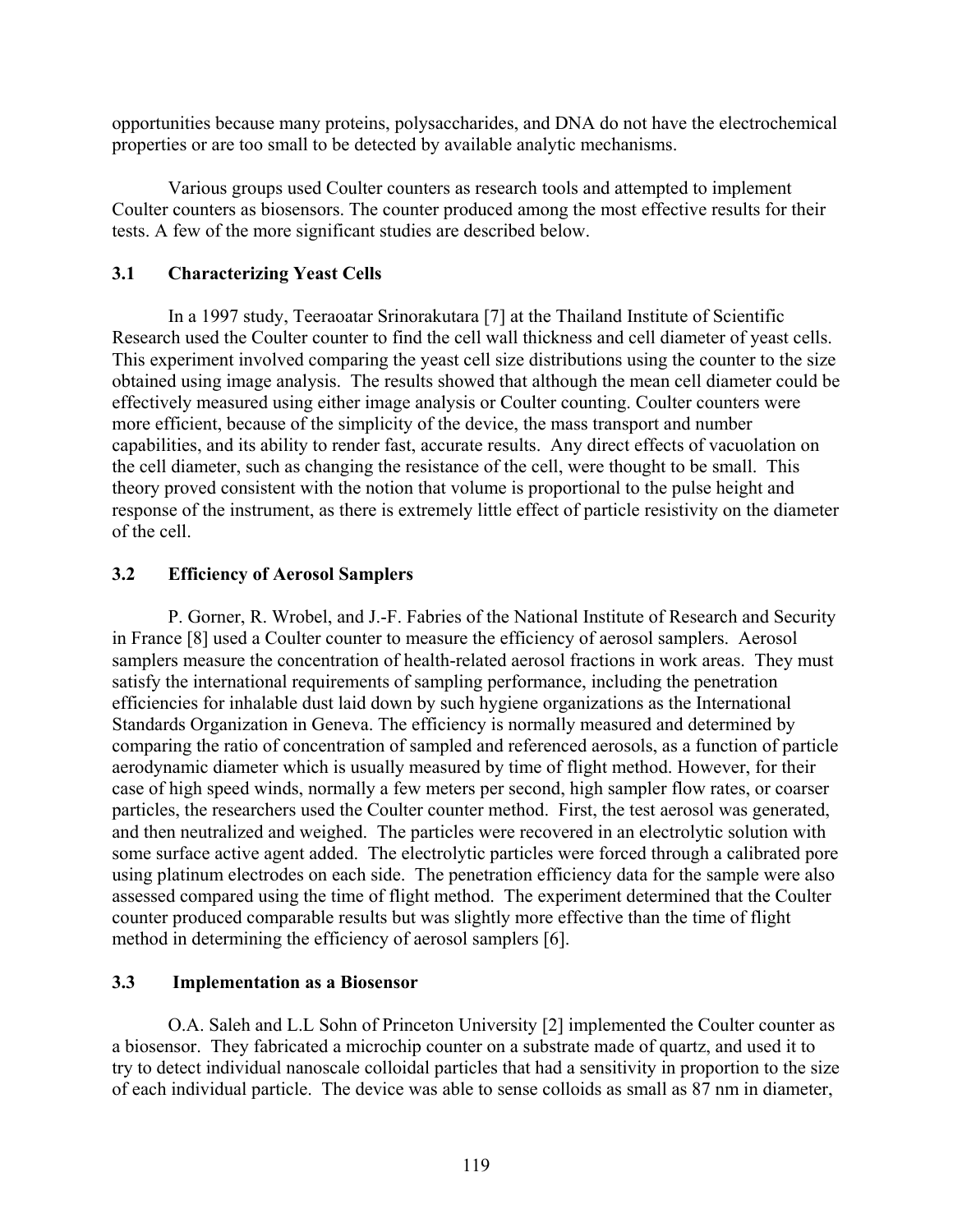opportunities because many proteins, polysaccharides, and DNA do not have the electrochemical properties or are too small to be detected by available analytic mechanisms.

Various groups used Coulter counters as research tools and attempted to implement Coulter counters as biosensors. The counter produced among the most effective results for their tests. A few of the more significant studies are described below.

### 3.1 Characterizing Yeast Cells

In a 1997 study, Teeraoatar Srinorakutara [7] at the Thailand Institute of Scientific Research used the Coulter counter to find the cell wall thickness and cell diameter of yeast cells. This experiment involved comparing the yeast cell size distributions using the counter to the size obtained using image analysis. The results showed that although the mean cell diameter could be effectively measured using either image analysis or Coulter counting. Coulter counters were more efficient, because of the simplicity of the device, the mass transport and number capabilities, and its ability to render fast, accurate results. Any direct effects of vacuolation on the cell diameter, such as changing the resistance of the cell, were thought to be small. This theory proved consistent with the notion that volume is proportional to the pulse height and response of the instrument, as there is extremely little effect of particle resistivity on the diameter of the cell.

### 3.2 Efficiency of Aerosol Samplers

P. Gorner, R. Wrobel, and J.-F. Fabries of the National Institute of Research and Security in France [8] used a Coulter counter to measure the efficiency of aerosol samplers. Aerosol samplers measure the concentration of health-related aerosol fractions in work areas. They must satisfy the international requirements of sampling performance, including the penetration efficiencies for inhalable dust laid down by such hygiene organizations as the International Standards Organization in Geneva. The efficiency is normally measured and determined by comparing the ratio of concentration of sampled and referenced aerosols, as a function of particle aerodynamic diameter which is usually measured by time of flight method. However, for their case of high speed winds, normally a few meters per second, high sampler flow rates, or coarser particles, the researchers used the Coulter counter method. First, the test aerosol was generated, and then neutralized and weighed. The particles were recovered in an electrolytic solution with some surface active agent added. The electrolytic particles were forced through a calibrated pore using platinum electrodes on each side. The penetration efficiency data for the sample were also assessed compared using the time of flight method. The experiment determined that the Coulter counter produced comparable results but was slightly more effective than the time of flight method in determining the efficiency of aerosol samplers [6].

### 3.3 Implementation as a Biosensor

O.A. Saleh and L.L Sohn of Princeton University [2] implemented the Coulter counter as a biosensor. They fabricated a microchip counter on a substrate made of quartz, and used it to try to detect individual nanoscale colloidal particles that had a sensitivity in proportion to the size of each individual particle. The device was able to sense colloids as small as 87 nm in diameter,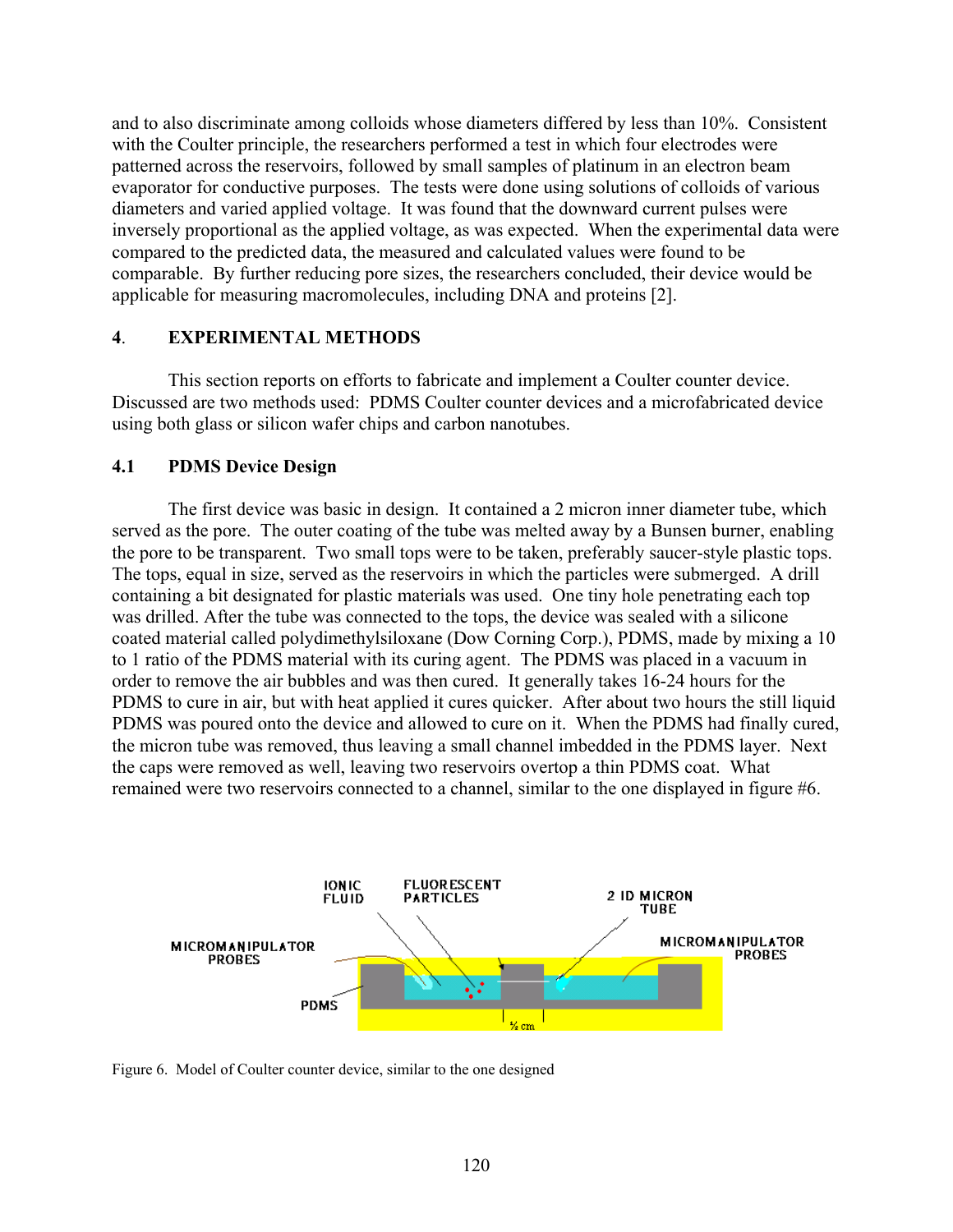and to also discriminate among colloids whose diameters differed by less than 10%. Consistent with the Coulter principle, the researchers performed a test in which four electrodes were patterned across the reservoirs, followed by small samples of platinum in an electron beam evaporator for conductive purposes. The tests were done using solutions of colloids of various diameters and varied applied voltage. It was found that the downward current pulses were inversely proportional as the applied voltage, as was expected. When the experimental data were compared to the predicted data, the measured and calculated values were found to be comparable. By further reducing pore sizes, the researchers concluded, their device would be applicable for measuring macromolecules, including DNA and proteins [2].

## 4. EXPERIMENTAL METHODS

This section reports on efforts to fabricate and implement a Coulter counter device. Discussed are two methods used: PDMS Coulter counter devices and a microfabricated device using both glass or silicon wafer chips and carbon nanotubes.

### 4.1 PDMS Device Design

The first device was basic in design. It contained a 2 micron inner diameter tube, which served as the pore. The outer coating of the tube was melted away by a Bunsen burner, enabling the pore to be transparent. Two small tops were to be taken, preferably saucer-style plastic tops. The tops, equal in size, served as the reservoirs in which the particles were submerged. A drill containing a bit designated for plastic materials was used. One tiny hole penetrating each top was drilled. After the tube was connected to the tops, the device was sealed with a silicone coated material called polydimethylsiloxane (Dow Corning Corp.), PDMS, made by mixing a 10 to 1 ratio of the PDMS material with its curing agent. The PDMS was placed in a vacuum in order to remove the air bubbles and was then cured. It generally takes 16-24 hours for the PDMS to cure in air, but with heat applied it cures quicker. After about two hours the still liquid PDMS was poured onto the device and allowed to cure on it. When the PDMS had finally cured, the micron tube was removed, thus leaving a small channel imbedded in the PDMS layer. Next the caps were removed as well, leaving two reservoirs overtop a thin PDMS coat. What remained were two reservoirs connected to a channel, similar to the one displayed in figure #6.

IONIC FLUID — FLUORESCENT PARTICLES — 2 ID MICRON TUBE — MICROMANIPULATOR PROBES — MICROMANIPULATOR PROBES — PDMS — ½ cm

Figure 6. Model of Coulter counter device, similar to the one designed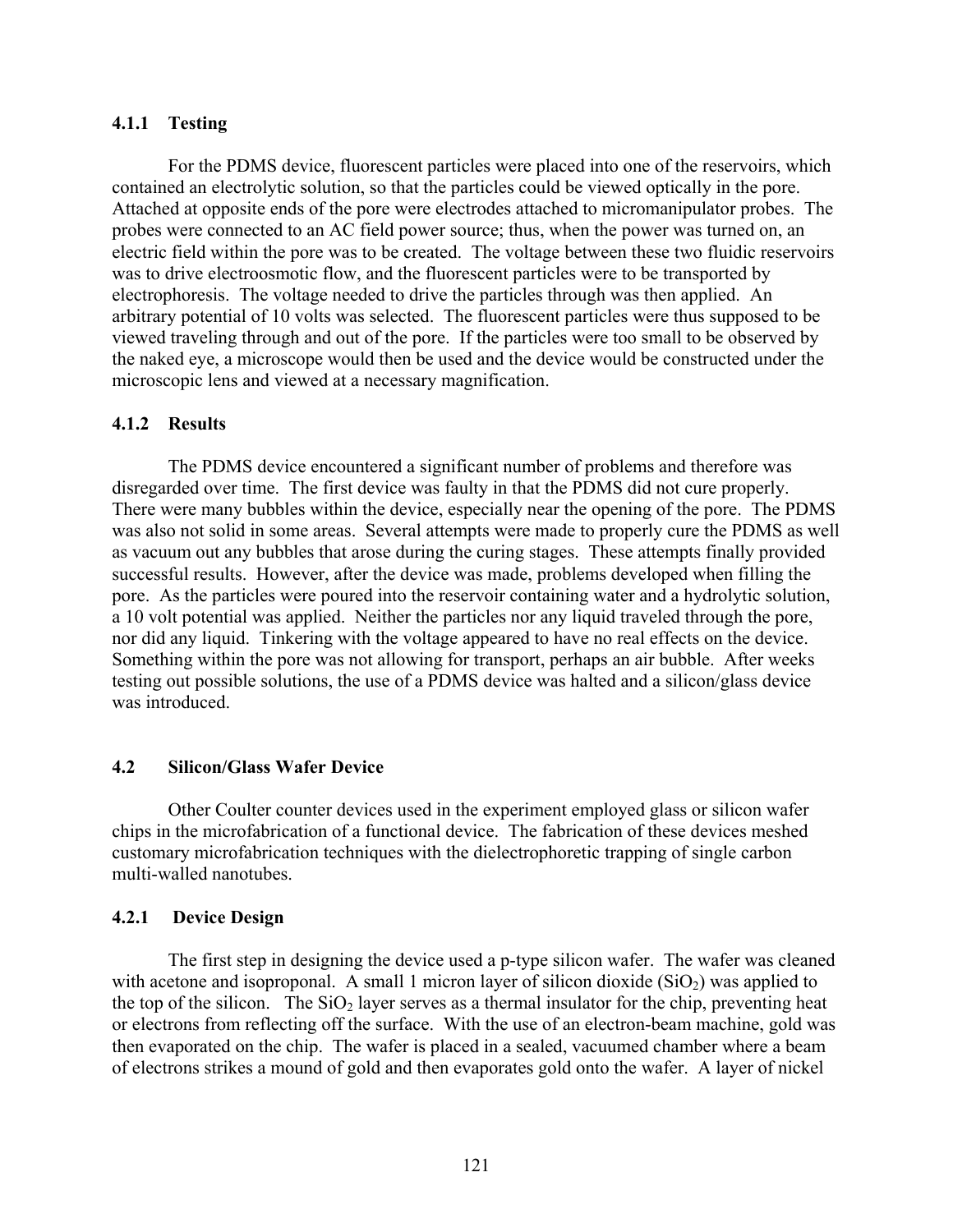### 4.1.1 Testing

For the PDMS device, fluorescent particles were placed into one of the reservoirs, which contained an electrolytic solution, so that the particles could be viewed optically in the pore. Attached at opposite ends of the pore were electrodes attached to micromanipulator probes. The probes were connected to an AC field power source; thus, when the power was turned on, an electric field within the pore was to be created. The voltage between these two fluidic reservoirs was to drive electroosmotic flow, and the fluorescent particles were to be transported by electrophoresis. The voltage needed to drive the particles through was then applied. An arbitrary potential of 10 volts was selected. The fluorescent particles were thus supposed to be viewed traveling through and out of the pore. If the particles were too small to be observed by the naked eye, a microscope would then be used and the device would be constructed under the microscopic lens and viewed at a necessary magnification.

### 4.1.2 Results

The PDMS device encountered a significant number of problems and therefore was disregarded over time. The first device was faulty in that the PDMS did not cure properly. There were many bubbles within the device, especially near the opening of the pore. The PDMS was also not solid in some areas. Several attempts were made to properly cure the PDMS as well as vacuum out any bubbles that arose during the curing stages. These attempts finally provided successful results. However, after the device was made, problems developed when filling the pore. As the particles were poured into the reservoir containing water and a hydrolytic solution, a 10 volt potential was applied. Neither the particles nor any liquid traveled through the pore, nor did any liquid. Tinkering with the voltage appeared to have no real effects on the device. Something within the pore was not allowing for transport, perhaps an air bubble. After weeks testing out possible solutions, the use of a PDMS device was halted and a silicon/glass device was introduced.

## 4.2 Silicon/Glass Wafer Device

Other Coulter counter devices used in the experiment employed glass or silicon wafer chips in the microfabrication of a functional device. The fabrication of these devices meshed customary microfabrication techniques with the dielectrophoretic trapping of single carbon multi-walled nanotubes.

### 4.2.1 Device Design

The first step in designing the device used a p-type silicon wafer. The wafer was cleaned with acetone and isoproponal. A small 1 micron layer of silicon dioxide ($SiO_2$) was applied to the top of the silicon. The $SiO_2$ layer serves as a thermal insulator for the chip, preventing heat or electrons from reflecting off the surface. With the use of an electron-beam machine, gold was then evaporated on the chip. The wafer is placed in a sealed, vacuumed chamber where a beam of electrons strikes a mound of gold and then evaporates gold onto the wafer. A layer of nickel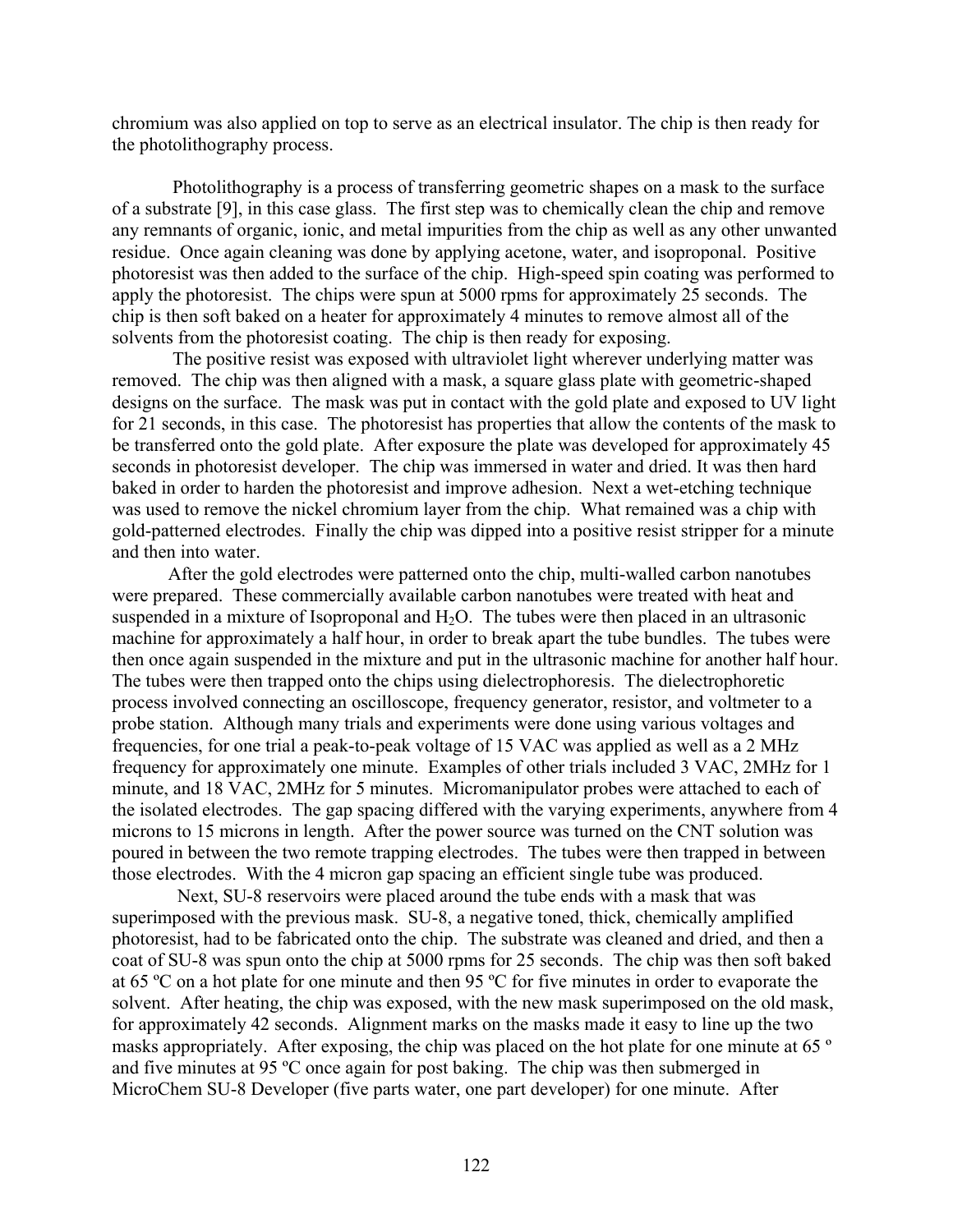chromium was also applied on top to serve as an electrical insulator. The chip is then ready for the photolithography process.

Photolithography is a process of transferring geometric shapes on a mask to the surface of a substrate [9], in this case glass. The first step was to chemically clean the chip and remove any remnants of organic, ionic, and metal impurities from the chip as well as any other unwanted residue. Once again cleaning was done by applying acetone, water, and isoproponal. Positive photoresist was then added to the surface of the chip. High-speed spin coating was performed to apply the photoresist. The chips were spun at 5000 rpms for approximately 25 seconds. The chip is then soft baked on a heater for approximately 4 minutes to remove almost all of the solvents from the photoresist coating. The chip is then ready for exposing.

The positive resist was exposed with ultraviolet light wherever underlying matter was removed. The chip was then aligned with a mask, a square glass plate with geometric-shaped designs on the surface. The mask was put in contact with the gold plate and exposed to UV light for 21 seconds, in this case. The photoresist has properties that allow the contents of the mask to be transferred onto the gold plate. After exposure the plate was developed for approximately 45 seconds in photoresist developer. The chip was immersed in water and dried. It was then hard baked in order to harden the photoresist and improve adhesion. Next a wet-etching technique was used to remove the nickel chromium layer from the chip. What remained was a chip with gold-patterned electrodes. Finally the chip was dipped into a positive resist stripper for a minute and then into water.

After the gold electrodes were patterned onto the chip, multi-walled carbon nanotubes were prepared. These commercially available carbon nanotubes were treated with heat and suspended in a mixture of Isoproponal and $H_2O$. The tubes were then placed in an ultrasonic machine for approximately a half hour, in order to break apart the tube bundles. The tubes were then once again suspended in the mixture and put in the ultrasonic machine for another half hour. The tubes were then trapped onto the chips using dielectrophoresis. The dielectrophoretic process involved connecting an oscilloscope, frequency generator, resistor, and voltmeter to a probe station. Although many trials and experiments were done using various voltages and frequencies, for one trial a peak-to-peak voltage of 15 VAC was applied as well as a 2 MHz frequency for approximately one minute. Examples of other trials included 3 VAC, 2MHz for 1 minute, and 18 VAC, 2MHz for 5 minutes. Micromanipulator probes were attached to each of the isolated electrodes. The gap spacing differed with the varying experiments, anywhere from 4 microns to 15 microns in length. After the power source was turned on the CNT solution was poured in between the two remote trapping electrodes. The tubes were then trapped in between those electrodes. With the 4 micron gap spacing an efficient single tube was produced.

Next, SU-8 reservoirs were placed around the tube ends with a mask that was superimposed with the previous mask. SU-8, a negative toned, thick, chemically amplified photoresist, had to be fabricated onto the chip. The substrate was cleaned and dried, and then a coat of SU-8 was spun onto the chip at 5000 rpms for 25 seconds. The chip was then soft baked at 65 ºC on a hot plate for one minute and then 95 ºC for five minutes in order to evaporate the solvent. After heating, the chip was exposed, with the new mask superimposed on the old mask, for approximately 42 seconds. Alignment marks on the masks made it easy to line up the two masks appropriately. After exposing, the chip was placed on the hot plate for one minute at 65 º and five minutes at 95 ºC once again for post baking. The chip was then submerged in MicroChem SU-8 Developer (five parts water, one part developer) for one minute. After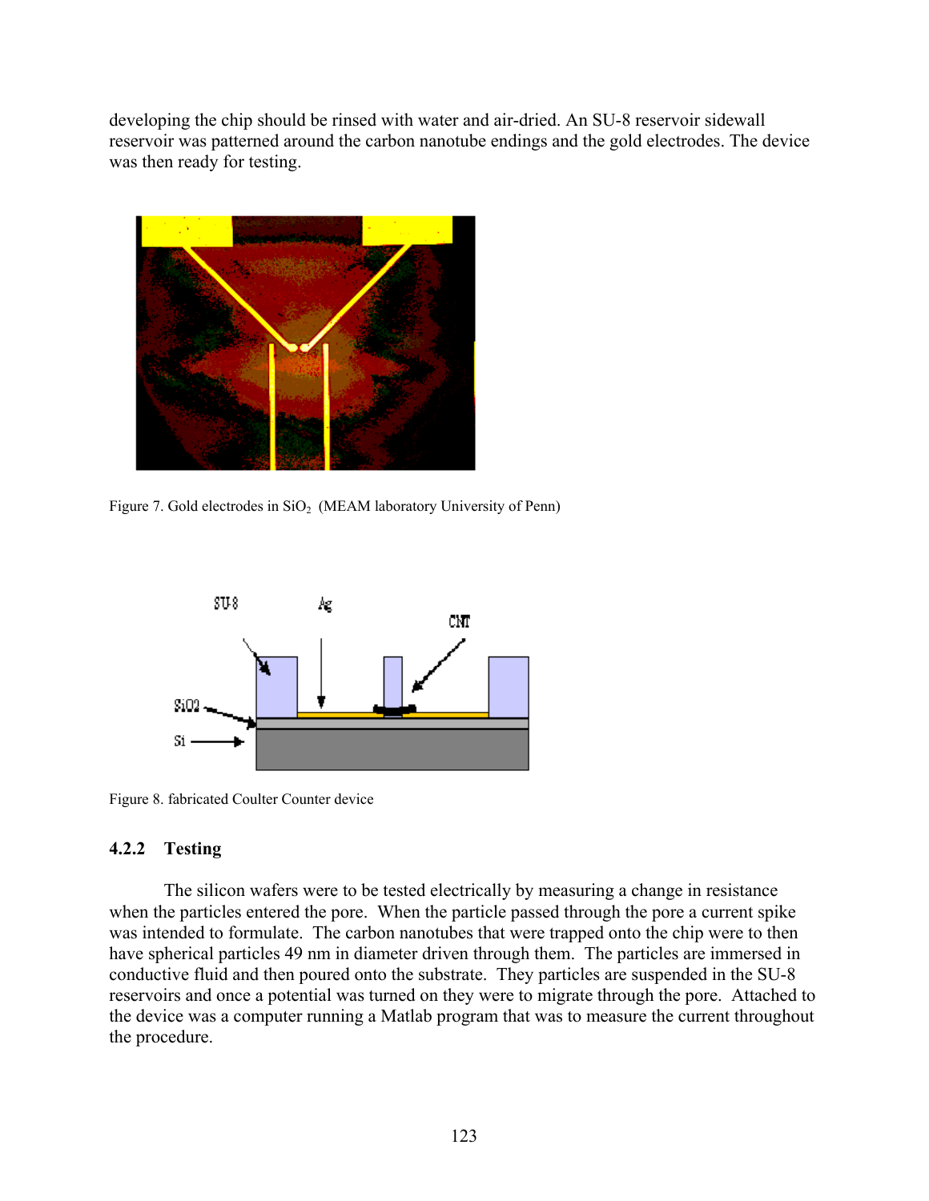developing the chip should be rinsed with water and air-dried. An SU-8 reservoir sidewall reservoir was patterned around the carbon nanotube endings and the gold electrodes. The device was then ready for testing.

Figure 7. Gold electrodes in $SiO_2$ (MEAM laboratory University of Penn)

Figure 8. fabricated Coulter Counter device

### 4.2.2 Testing

The silicon wafers were to be tested electrically by measuring a change in resistance when the particles entered the pore. When the particle passed through the pore a current spike was intended to formulate. The carbon nanotubes that were trapped onto the chip were to then have spherical particles 49 nm in diameter driven through them. The particles are immersed in conductive fluid and then poured onto the substrate. They particles are suspended in the SU-8 reservoirs and once a potential was turned on they were to migrate through the pore. Attached to the device was a computer running a Matlab program that was to measure the current throughout the procedure.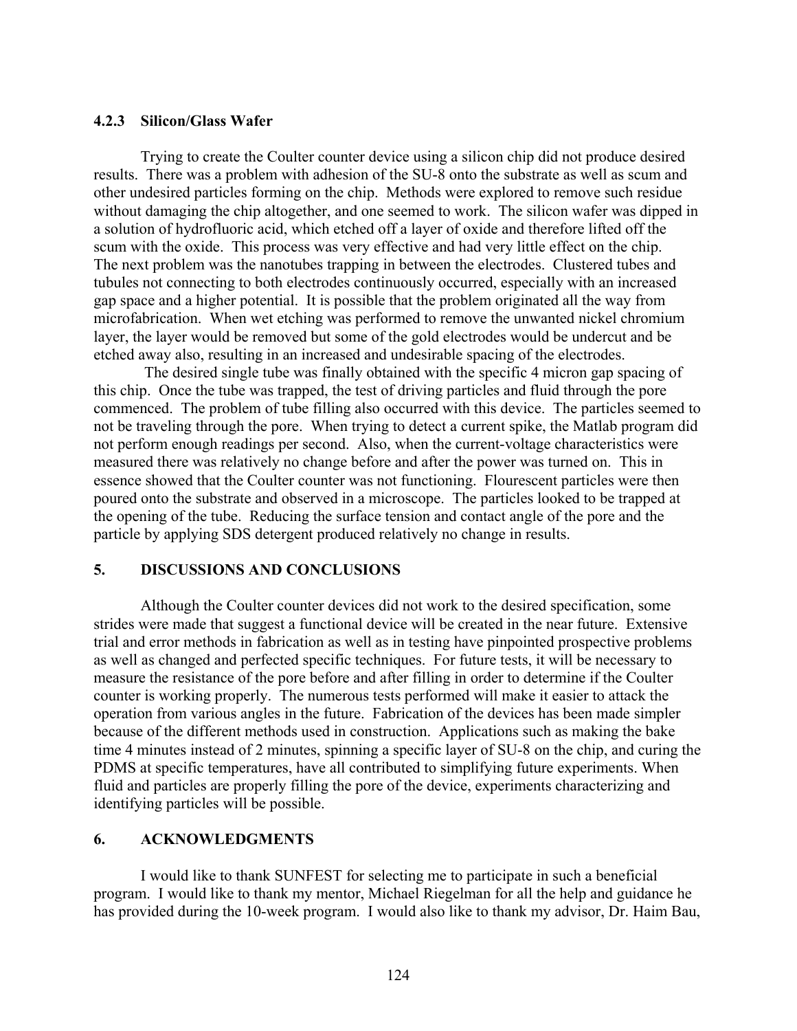### 4.2.3 Silicon/Glass Wafer

Trying to create the Coulter counter device using a silicon chip did not produce desired results. There was a problem with adhesion of the SU-8 onto the substrate as well as scum and other undesired particles forming on the chip. Methods were explored to remove such residue without damaging the chip altogether, and one seemed to work. The silicon wafer was dipped in a solution of hydrofluoric acid, which etched off a layer of oxide and therefore lifted off the scum with the oxide. This process was very effective and had very little effect on the chip. The next problem was the nanotubes trapping in between the electrodes. Clustered tubes and tubules not connecting to both electrodes continuously occurred, especially with an increased gap space and a higher potential. It is possible that the problem originated all the way from microfabrication. When wet etching was performed to remove the unwanted nickel chromium layer, the layer would be removed but some of the gold electrodes would be undercut and be etched away also, resulting in an increased and undesirable spacing of the electrodes.

The desired single tube was finally obtained with the specific 4 micron gap spacing of this chip. Once the tube was trapped, the test of driving particles and fluid through the pore commenced. The problem of tube filling also occurred with this device. The particles seemed to not be traveling through the pore. When trying to detect a current spike, the Matlab program did not perform enough readings per second. Also, when the current-voltage characteristics were measured there was relatively no change before and after the power was turned on. This in essence showed that the Coulter counter was not functioning. Flourescent particles were then poured onto the substrate and observed in a microscope. The particles looked to be trapped at the opening of the tube. Reducing the surface tension and contact angle of the pore and the particle by applying SDS detergent produced relatively no change in results.

## 5. DISCUSSIONS AND CONCLUSIONS

Although the Coulter counter devices did not work to the desired specification, some strides were made that suggest a functional device will be created in the near future. Extensive trial and error methods in fabrication as well as in testing have pinpointed prospective problems as well as changed and perfected specific techniques. For future tests, it will be necessary to measure the resistance of the pore before and after filling in order to determine if the Coulter counter is working properly. The numerous tests performed will make it easier to attack the operation from various angles in the future. Fabrication of the devices has been made simpler because of the different methods used in construction. Applications such as making the bake time 4 minutes instead of 2 minutes, spinning a specific layer of SU-8 on the chip, and curing the PDMS at specific temperatures, have all contributed to simplifying future experiments. When fluid and particles are properly filling the pore of the device, experiments characterizing and identifying particles will be possible.

## 6. ACKNOWLEDGMENTS

I would like to thank SUNFEST for selecting me to participate in such a beneficial program. I would like to thank my mentor, Michael Riegelman for all the help and guidance he has provided during the 10-week program. I would also like to thank my advisor, Dr. Haim Bau,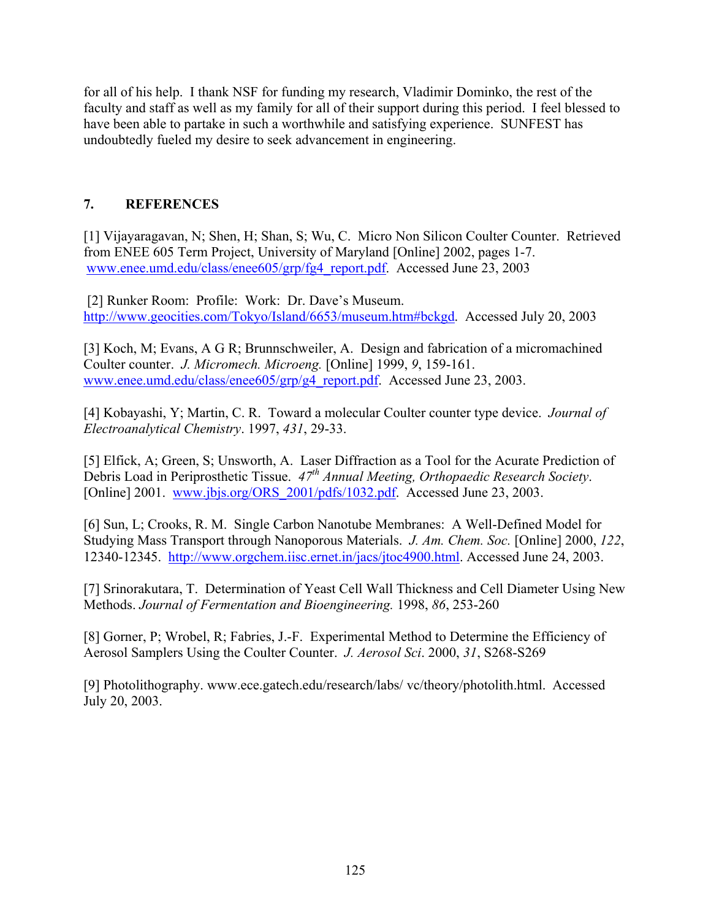for all of his help. I thank NSF for funding my research, Vladimir Dominko, the rest of the faculty and staff as well as my family for all of their support during this period. I feel blessed to have been able to partake in such a worthwhile and satisfying experience. SUNFEST has undoubtedly fueled my desire to seek advancement in engineering.

## 7. REFERENCES

[1] Vijayaragavan, N; Shen, H; Shan, S; Wu, C. Micro Non Silicon Coulter Counter. Retrieved from ENEE 605 Term Project, University of Maryland [Online] 2002, pages 1-7. www.enee.umd.edu/class/enee605/grp/fg4_report.pdf. Accessed June 23, 2003

[2] Runker Room: Profile: Work: Dr. Dave's Museum. http://www.geocities.com/Tokyo/Island/6653/museum.htm#bckgd. Accessed July 20, 2003

[3] Koch, M; Evans, A G R; Brunnschweiler, A. Design and fabrication of a micromachined Coulter counter. *J. Micromech. Microeng.* [Online] 1999, *9*, 159-161. www.enee.umd.edu/class/enee605/grp/g4_report.pdf. Accessed June 23, 2003.

[4] Kobayashi, Y; Martin, C. R. Toward a molecular Coulter counter type device. *Journal of Electroanalytical Chemistry*. 1997, *431*, 29-33.

[5] Elfick, A; Green, S; Unsworth, A. Laser Diffraction as a Tool for the Acurate Prediction of Debris Load in Periprosthetic Tissue. *47th Annual Meeting, Orthopaedic Research Society*. [Online] 2001. www.jbjs.org/ORS_2001/pdfs/1032.pdf. Accessed June 23, 2003.

[6] Sun, L; Crooks, R. M. Single Carbon Nanotube Membranes: A Well-Defined Model for Studying Mass Transport through Nanoporous Materials. *J. Am. Chem. Soc.* [Online] 2000, *122*, 12340-12345. http://www.orgchem.iisc.ernet.in/jacs/jtoc4900.html. Accessed June 24, 2003.

[7] Srinorakutara, T. Determination of Yeast Cell Wall Thickness and Cell Diameter Using New Methods. *Journal of Fermentation and Bioengineering.* 1998, *86*, 253-260

[8] Gorner, P; Wrobel, R; Fabries, J.-F. Experimental Method to Determine the Efficiency of Aerosol Samplers Using the Coulter Counter. *J. Aerosol Sci*. 2000, *31*, S268-S269

[9] Photolithography. www.ece.gatech.edu/research/labs/ vc/theory/photolith.html. Accessed July 20, 2003.